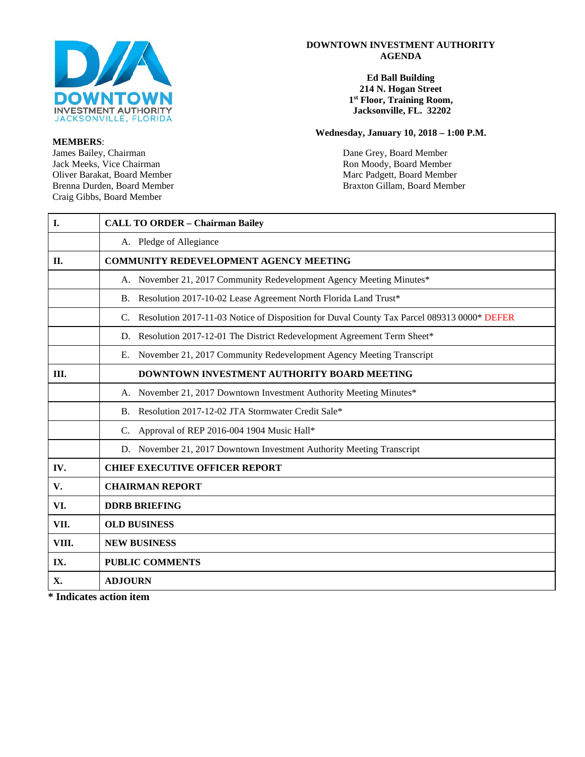# DOWNTOWN INVESTMENT AUTHORITY AGENDA

**Ed Ball Building**
**214 N. Hogan Street**
**1st Floor, Training Room,**
**Jacksonville, FL. 32202**

**Wednesday, January 10, 2018 – 1:00 P.M.**

**MEMBERS**:
James Bailey, Chairman
Jack Meeks, Vice Chairman
Oliver Barakat, Board Member
Brenna Durden, Board Member
Craig Gibbs, Board Member
Dane Grey, Board Member
Ron Moody, Board Member
Marc Padgett, Board Member
Braxton Gillam, Board Member

| | |
|---|---|
| **I.** | **CALL TO ORDER – Chairman Bailey** |
| | A. Pledge of Allegiance |
| **II.** | **COMMUNITY REDEVELOPMENT AGENCY MEETING** |
| | A. November 21, 2017 Community Redevelopment Agency Meeting Minutes* |
| | B. Resolution 2017-10-02 Lease Agreement North Florida Land Trust* |
| | C. Resolution 2017-11-03 Notice of Disposition for Duval County Tax Parcel 089313 0000* DEFER |
| | D. Resolution 2017-12-01 The District Redevelopment Agreement Term Sheet* |
| | E. November 21, 2017 Community Redevelopment Agency Meeting Transcript |
| **III.** | **DOWNTOWN INVESTMENT AUTHORITY BOARD MEETING** |
| | A. November 21, 2017 Downtown Investment Authority Meeting Minutes* |
| | B. Resolution 2017-12-02 JTA Stormwater Credit Sale* |
| | C. Approval of REP 2016-004 1904 Music Hall* |
| | D. November 21, 2017 Downtown Investment Authority Meeting Transcript |
| **IV.** | **CHIEF EXECUTIVE OFFICER REPORT** |
| **V.** | **CHAIRMAN REPORT** |
| **VI.** | **DDRB BRIEFING** |
| **VII.** | **OLD BUSINESS** |
| **VIII.** | **NEW BUSINESS** |
| **IX.** | **PUBLIC COMMENTS** |
| **X.** | **ADJOURN** |

**\* Indicates action item**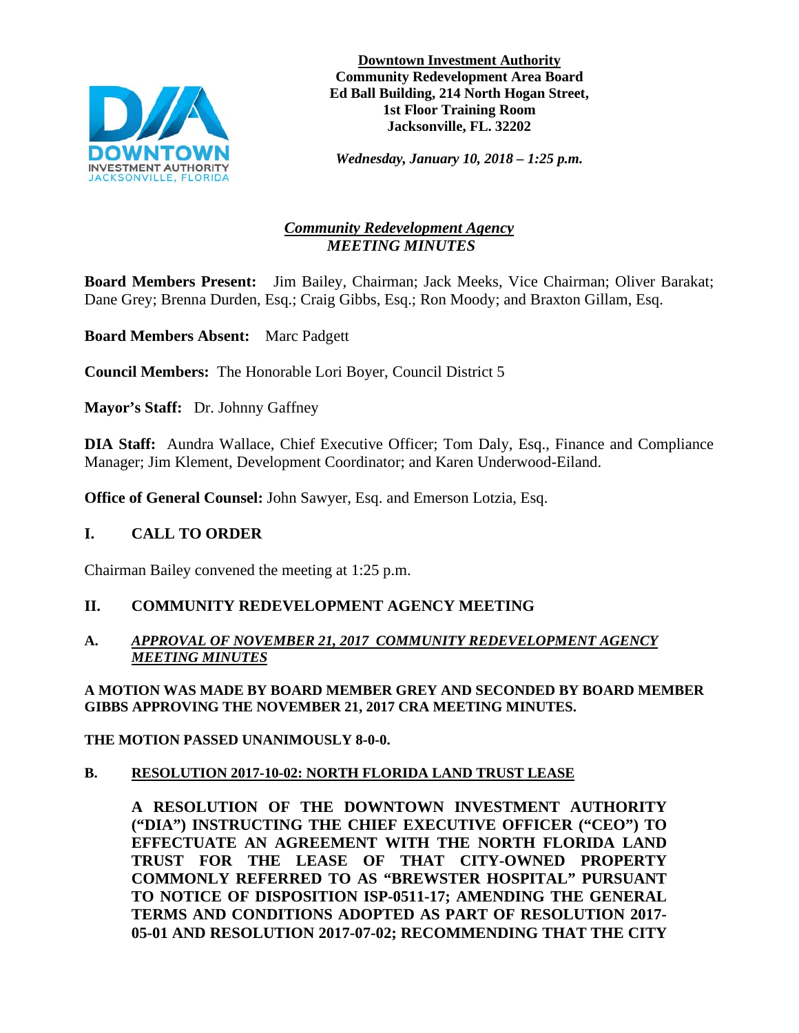**Downtown Investment Authority**
**Community Redevelopment Area Board**
**Ed Ball Building, 214 North Hogan Street,**
**1st Floor Training Room**
**Jacksonville, FL. 32202**

*Wednesday, January 10, 2018 – 1:25 p.m.*

## *Community Redevelopment Agency*
## *MEETING MINUTES*

**Board Members Present:** Jim Bailey, Chairman; Jack Meeks, Vice Chairman; Oliver Barakat; Dane Grey; Brenna Durden, Esq.; Craig Gibbs, Esq.; Ron Moody; and Braxton Gillam, Esq.

**Board Members Absent:** Marc Padgett

**Council Members:** The Honorable Lori Boyer, Council District 5

**Mayor's Staff:** Dr. Johnny Gaffney

**DIA Staff:** Aundra Wallace, Chief Executive Officer; Tom Daly, Esq., Finance and Compliance Manager; Jim Klement, Development Coordinator; and Karen Underwood-Eiland.

**Office of General Counsel:** John Sawyer, Esq. and Emerson Lotzia, Esq.

## I. CALL TO ORDER

Chairman Bailey convened the meeting at 1:25 p.m.

## II. COMMUNITY REDEVELOPMENT AGENCY MEETING

### A. *APPROVAL OF NOVEMBER 21, 2017 COMMUNITY REDEVELOPMENT AGENCY MEETING MINUTES*

**A MOTION WAS MADE BY BOARD MEMBER GREY AND SECONDED BY BOARD MEMBER GIBBS APPROVING THE NOVEMBER 21, 2017 CRA MEETING MINUTES.**

**THE MOTION PASSED UNANIMOUSLY 8-0-0.**

### B. RESOLUTION 2017-10-02: NORTH FLORIDA LAND TRUST LEASE

**A RESOLUTION OF THE DOWNTOWN INVESTMENT AUTHORITY ("DIA") INSTRUCTING THE CHIEF EXECUTIVE OFFICER ("CEO") TO EFFECTUATE AN AGREEMENT WITH THE NORTH FLORIDA LAND TRUST FOR THE LEASE OF THAT CITY-OWNED PROPERTY COMMONLY REFERRED TO AS "BREWSTER HOSPITAL" PURSUANT TO NOTICE OF DISPOSITION ISP-0511-17; AMENDING THE GENERAL TERMS AND CONDITIONS ADOPTED AS PART OF RESOLUTION 2017-05-01 AND RESOLUTION 2017-07-02; RECOMMENDING THAT THE CITY**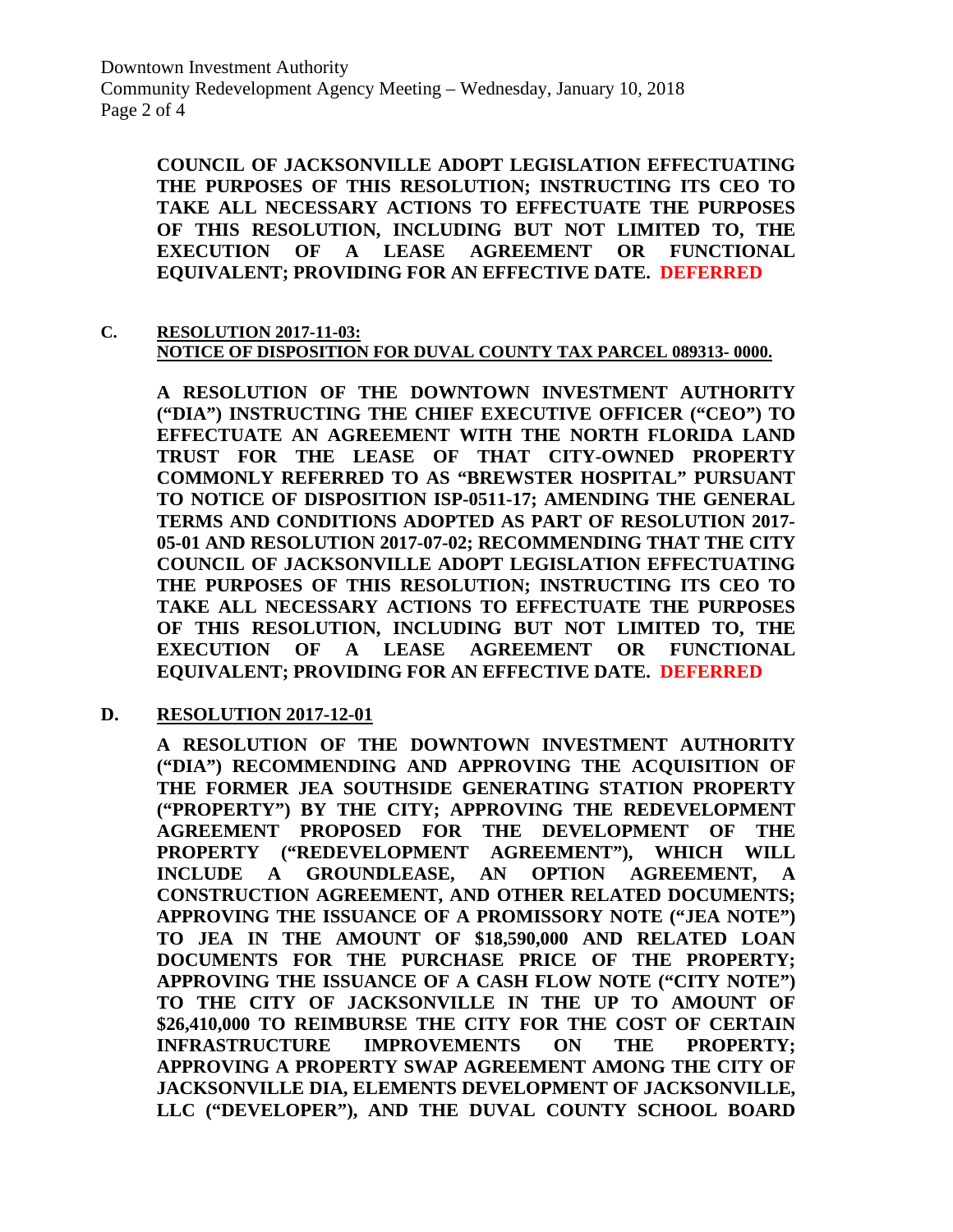**COUNCIL OF JACKSONVILLE ADOPT LEGISLATION EFFECTUATING THE PURPOSES OF THIS RESOLUTION; INSTRUCTING ITS CEO TO TAKE ALL NECESSARY ACTIONS TO EFFECTUATE THE PURPOSES OF THIS RESOLUTION, INCLUDING BUT NOT LIMITED TO, THE EXECUTION OF A LEASE AGREEMENT OR FUNCTIONAL EQUIVALENT; PROVIDING FOR AN EFFECTIVE DATE. DEFERRED**

**C. RESOLUTION 2017-11-03:**
**NOTICE OF DISPOSITION FOR DUVAL COUNTY TAX PARCEL 089313- 0000.**

**A RESOLUTION OF THE DOWNTOWN INVESTMENT AUTHORITY ("DIA") INSTRUCTING THE CHIEF EXECUTIVE OFFICER ("CEO") TO EFFECTUATE AN AGREEMENT WITH THE NORTH FLORIDA LAND TRUST FOR THE LEASE OF THAT CITY-OWNED PROPERTY COMMONLY REFERRED TO AS "BREWSTER HOSPITAL" PURSUANT TO NOTICE OF DISPOSITION ISP-0511-17; AMENDING THE GENERAL TERMS AND CONDITIONS ADOPTED AS PART OF RESOLUTION 2017-05-01 AND RESOLUTION 2017-07-02; RECOMMENDING THAT THE CITY COUNCIL OF JACKSONVILLE ADOPT LEGISLATION EFFECTUATING THE PURPOSES OF THIS RESOLUTION; INSTRUCTING ITS CEO TO TAKE ALL NECESSARY ACTIONS TO EFFECTUATE THE PURPOSES OF THIS RESOLUTION, INCLUDING BUT NOT LIMITED TO, THE EXECUTION OF A LEASE AGREEMENT OR FUNCTIONAL EQUIVALENT; PROVIDING FOR AN EFFECTIVE DATE. DEFERRED**

**D. RESOLUTION 2017-12-01**

**A RESOLUTION OF THE DOWNTOWN INVESTMENT AUTHORITY ("DIA") RECOMMENDING AND APPROVING THE ACQUISITION OF THE FORMER JEA SOUTHSIDE GENERATING STATION PROPERTY ("PROPERTY") BY THE CITY; APPROVING THE REDEVELOPMENT AGREEMENT PROPOSED FOR THE DEVELOPMENT OF THE PROPERTY ("REDEVELOPMENT AGREEMENT"), WHICH WILL INCLUDE A GROUNDLEASE, AN OPTION AGREEMENT, A CONSTRUCTION AGREEMENT, AND OTHER RELATED DOCUMENTS; APPROVING THE ISSUANCE OF A PROMISSORY NOTE ("JEA NOTE") TO JEA IN THE AMOUNT OF $18,590,000 AND RELATED LOAN DOCUMENTS FOR THE PURCHASE PRICE OF THE PROPERTY; APPROVING THE ISSUANCE OF A CASH FLOW NOTE ("CITY NOTE") TO THE CITY OF JACKSONVILLE IN THE UP TO AMOUNT OF $26,410,000 TO REIMBURSE THE CITY FOR THE COST OF CERTAIN INFRASTRUCTURE IMPROVEMENTS ON THE PROPERTY; APPROVING A PROPERTY SWAP AGREEMENT AMONG THE CITY OF JACKSONVILLE DIA, ELEMENTS DEVELOPMENT OF JACKSONVILLE, LLC ("DEVELOPER"), AND THE DUVAL COUNTY SCHOOL BOARD**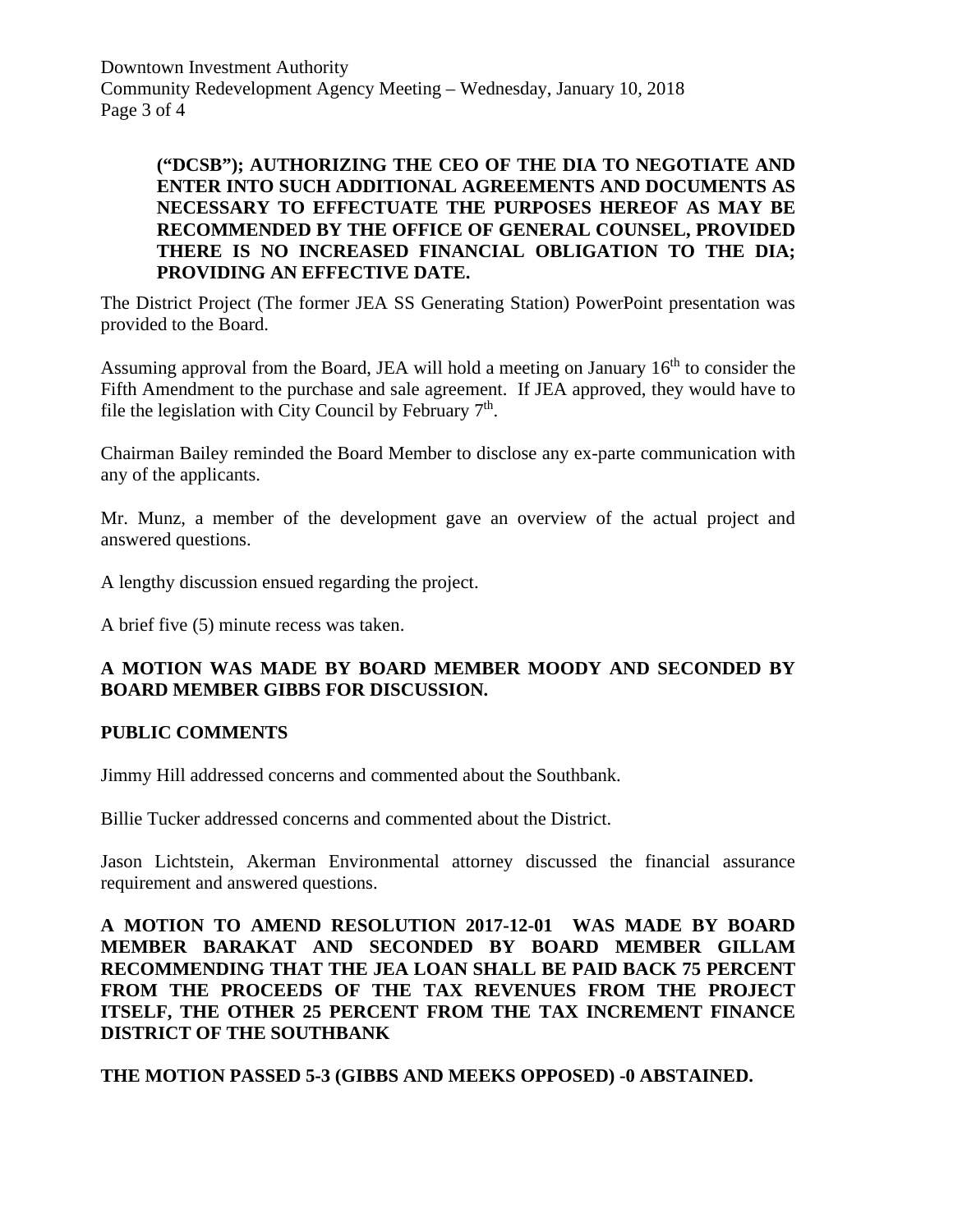**("DCSB"); AUTHORIZING THE CEO OF THE DIA TO NEGOTIATE AND ENTER INTO SUCH ADDITIONAL AGREEMENTS AND DOCUMENTS AS NECESSARY TO EFFECTUATE THE PURPOSES HEREOF AS MAY BE RECOMMENDED BY THE OFFICE OF GENERAL COUNSEL, PROVIDED THERE IS NO INCREASED FINANCIAL OBLIGATION TO THE DIA; PROVIDING AN EFFECTIVE DATE.**

The District Project (The former JEA SS Generating Station) PowerPoint presentation was provided to the Board.

Assuming approval from the Board, JEA will hold a meeting on January 16th to consider the Fifth Amendment to the purchase and sale agreement. If JEA approved, they would have to file the legislation with City Council by February 7th.

Chairman Bailey reminded the Board Member to disclose any ex-parte communication with any of the applicants.

Mr. Munz, a member of the development gave an overview of the actual project and answered questions.

A lengthy discussion ensued regarding the project.

A brief five (5) minute recess was taken.

**A MOTION WAS MADE BY BOARD MEMBER MOODY AND SECONDED BY BOARD MEMBER GIBBS FOR DISCUSSION.**

**PUBLIC COMMENTS**

Jimmy Hill addressed concerns and commented about the Southbank.

Billie Tucker addressed concerns and commented about the District.

Jason Lichtstein, Akerman Environmental attorney discussed the financial assurance requirement and answered questions.

**A MOTION TO AMEND RESOLUTION 2017-12-01 WAS MADE BY BOARD MEMBER BARAKAT AND SECONDED BY BOARD MEMBER GILLAM RECOMMENDING THAT THE JEA LOAN SHALL BE PAID BACK 75 PERCENT FROM THE PROCEEDS OF THE TAX REVENUES FROM THE PROJECT ITSELF, THE OTHER 25 PERCENT FROM THE TAX INCREMENT FINANCE DISTRICT OF THE SOUTHBANK**

**THE MOTION PASSED 5-3 (GIBBS AND MEEKS OPPOSED) -0 ABSTAINED.**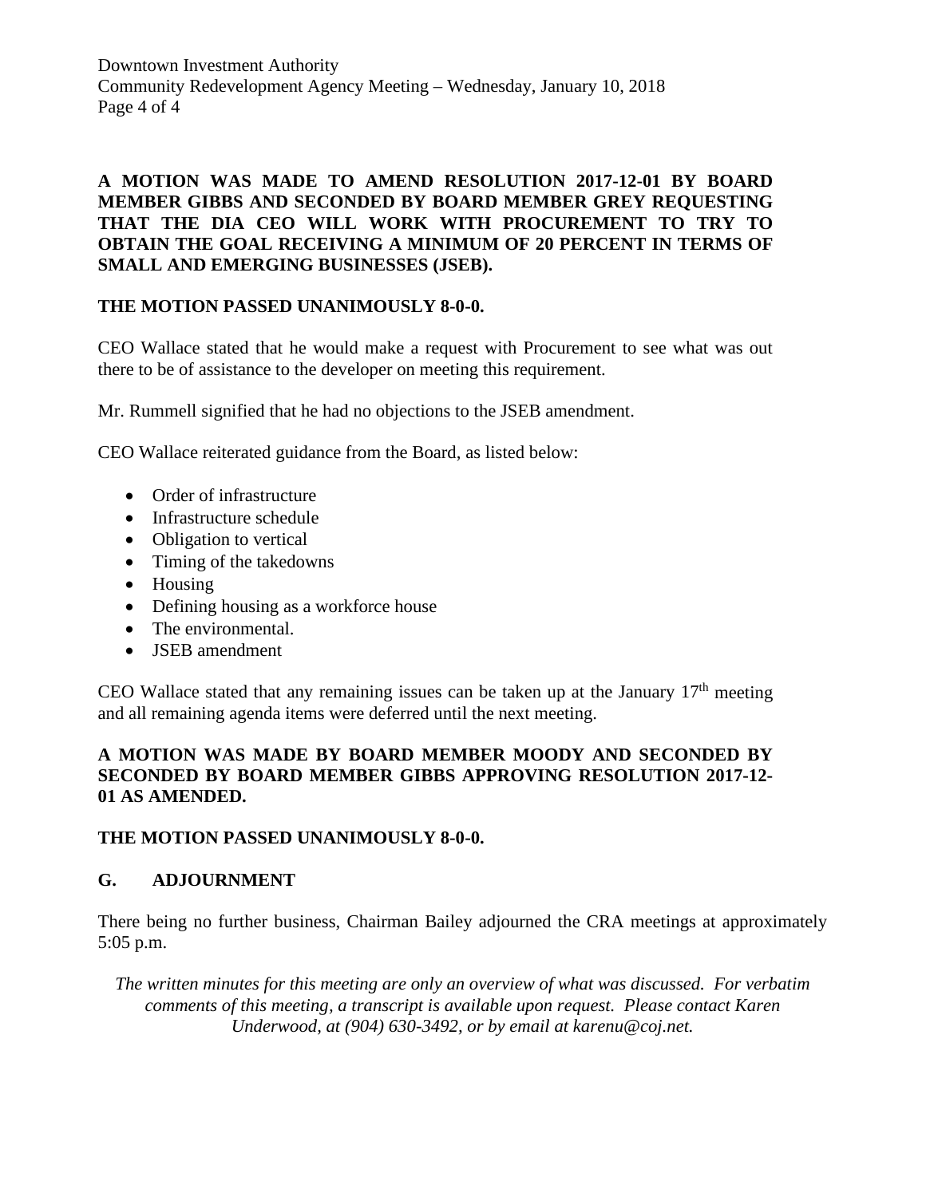**A MOTION WAS MADE TO AMEND RESOLUTION 2017-12-01 BY BOARD MEMBER GIBBS AND SECONDED BY BOARD MEMBER GREY REQUESTING THAT THE DIA CEO WILL WORK WITH PROCUREMENT TO TRY TO OBTAIN THE GOAL RECEIVING A MINIMUM OF 20 PERCENT IN TERMS OF SMALL AND EMERGING BUSINESSES (JSEB).**

**THE MOTION PASSED UNANIMOUSLY 8-0-0.**

CEO Wallace stated that he would make a request with Procurement to see what was out there to be of assistance to the developer on meeting this requirement.

Mr. Rummell signified that he had no objections to the JSEB amendment.

CEO Wallace reiterated guidance from the Board, as listed below:

- Order of infrastructure
- Infrastructure schedule
- Obligation to vertical
- Timing of the takedowns
- Housing
- Defining housing as a workforce house
- The environmental.
- JSEB amendment

CEO Wallace stated that any remaining issues can be taken up at the January 17th meeting and all remaining agenda items were deferred until the next meeting.

**A MOTION WAS MADE BY BOARD MEMBER MOODY AND SECONDED BY SECONDED BY BOARD MEMBER GIBBS APPROVING RESOLUTION 2017-12-01 AS AMENDED.**

**THE MOTION PASSED UNANIMOUSLY 8-0-0.**

## G. ADJOURNMENT

There being no further business, Chairman Bailey adjourned the CRA meetings at approximately 5:05 p.m.

*The written minutes for this meeting are only an overview of what was discussed. For verbatim comments of this meeting, a transcript is available upon request. Please contact Karen Underwood, at (904) 630-3492, or by email at karenu@coj.net.*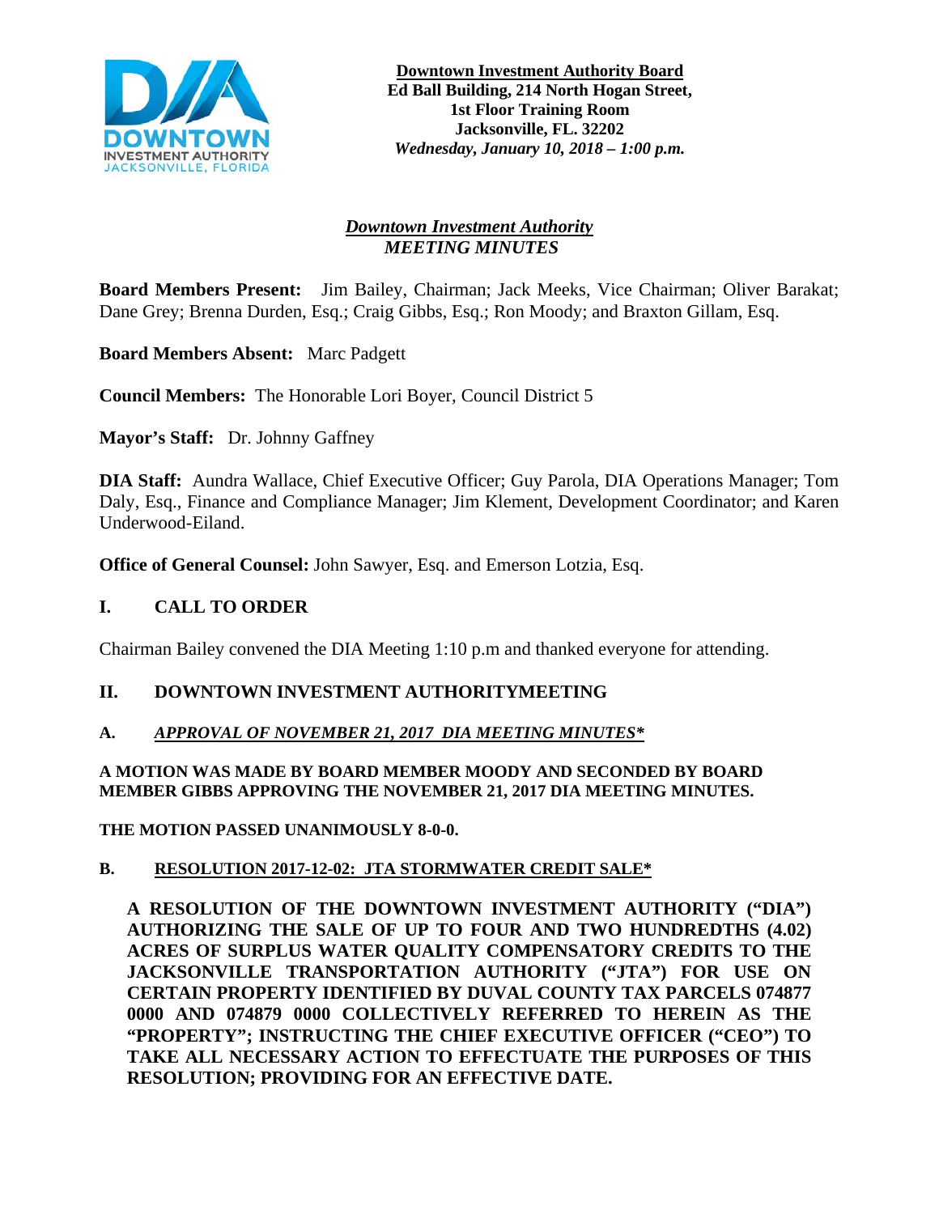**Downtown Investment Authority Board**
**Ed Ball Building, 214 North Hogan Street,**
**1st Floor Training Room**
**Jacksonville, FL. 32202**
***Wednesday, January 10, 2018 – 1:00 p.m.***

# ***Downtown Investment Authority***
## ***MEETING MINUTES***

**Board Members Present:** Jim Bailey, Chairman; Jack Meeks, Vice Chairman; Oliver Barakat; Dane Grey; Brenna Durden, Esq.; Craig Gibbs, Esq.; Ron Moody; and Braxton Gillam, Esq.

**Board Members Absent:** Marc Padgett

**Council Members:** The Honorable Lori Boyer, Council District 5

**Mayor's Staff:** Dr. Johnny Gaffney

**DIA Staff:** Aundra Wallace, Chief Executive Officer; Guy Parola, DIA Operations Manager; Tom Daly, Esq., Finance and Compliance Manager; Jim Klement, Development Coordinator; and Karen Underwood-Eiland.

**Office of General Counsel:** John Sawyer, Esq. and Emerson Lotzia, Esq.

## I. CALL TO ORDER

Chairman Bailey convened the DIA Meeting 1:10 p.m and thanked everyone for attending.

## II. DOWNTOWN INVESTMENT AUTHORITYMEETING

### A. *APPROVAL OF NOVEMBER 21, 2017 DIA MEETING MINUTES**

**A MOTION WAS MADE BY BOARD MEMBER MOODY AND SECONDED BY BOARD MEMBER GIBBS APPROVING THE NOVEMBER 21, 2017 DIA MEETING MINUTES.**

**THE MOTION PASSED UNANIMOUSLY 8-0-0.**

### B. RESOLUTION 2017-12-02: JTA STORMWATER CREDIT SALE*

**A RESOLUTION OF THE DOWNTOWN INVESTMENT AUTHORITY ("DIA") AUTHORIZING THE SALE OF UP TO FOUR AND TWO HUNDREDTHS (4.02) ACRES OF SURPLUS WATER QUALITY COMPENSATORY CREDITS TO THE JACKSONVILLE TRANSPORTATION AUTHORITY ("JTA") FOR USE ON CERTAIN PROPERTY IDENTIFIED BY DUVAL COUNTY TAX PARCELS 074877 0000 AND 074879 0000 COLLECTIVELY REFERRED TO HEREIN AS THE "PROPERTY"; INSTRUCTING THE CHIEF EXECUTIVE OFFICER ("CEO") TO TAKE ALL NECESSARY ACTION TO EFFECTUATE THE PURPOSES OF THIS RESOLUTION; PROVIDING FOR AN EFFECTIVE DATE.**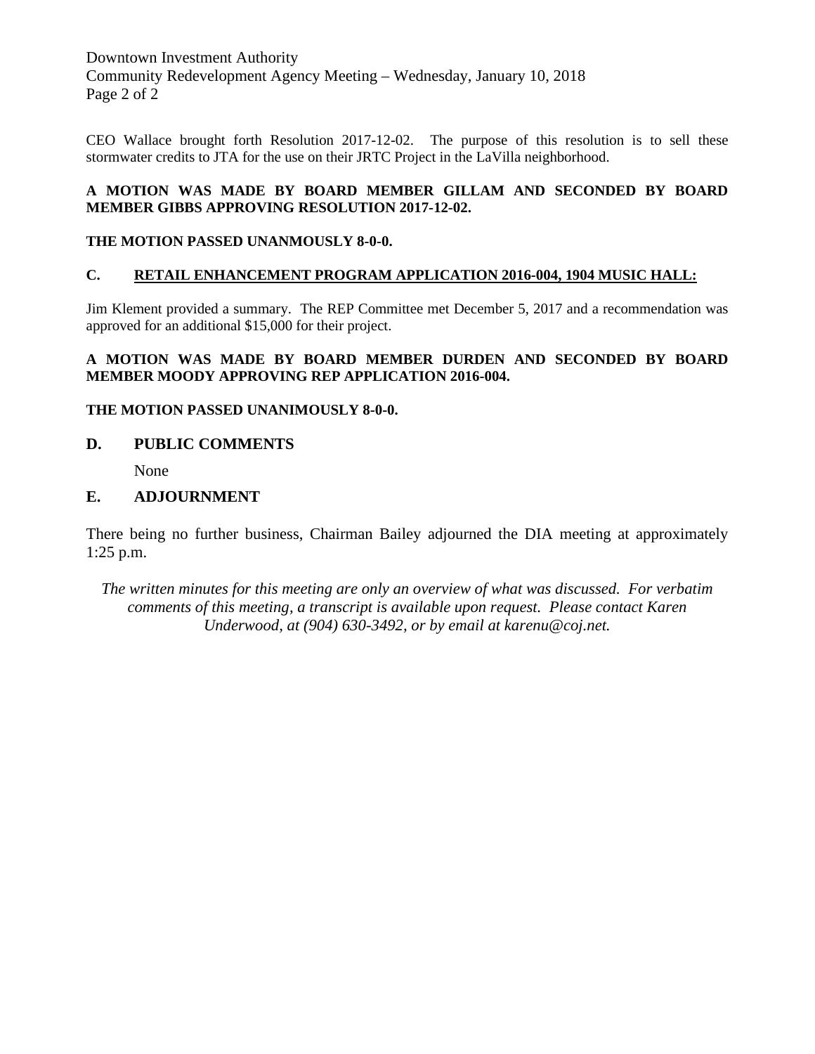CEO Wallace brought forth Resolution 2017-12-02. The purpose of this resolution is to sell these stormwater credits to JTA for the use on their JRTC Project in the LaVilla neighborhood.

**A MOTION WAS MADE BY BOARD MEMBER GILLAM AND SECONDED BY BOARD MEMBER GIBBS APPROVING RESOLUTION 2017-12-02.**

**THE MOTION PASSED UNANMOUSLY 8-0-0.**

## C. RETAIL ENHANCEMENT PROGRAM APPLICATION 2016-004, 1904 MUSIC HALL:

Jim Klement provided a summary. The REP Committee met December 5, 2017 and a recommendation was approved for an additional $15,000 for their project.

**A MOTION WAS MADE BY BOARD MEMBER DURDEN AND SECONDED BY BOARD MEMBER MOODY APPROVING REP APPLICATION 2016-004.**

**THE MOTION PASSED UNANIMOUSLY 8-0-0.**

## D. PUBLIC COMMENTS

None

## E. ADJOURNMENT

There being no further business, Chairman Bailey adjourned the DIA meeting at approximately 1:25 p.m.

*The written minutes for this meeting are only an overview of what was discussed. For verbatim comments of this meeting, a transcript is available upon request. Please contact Karen Underwood, at (904) 630-3492, or by email at karenu@coj.net.*